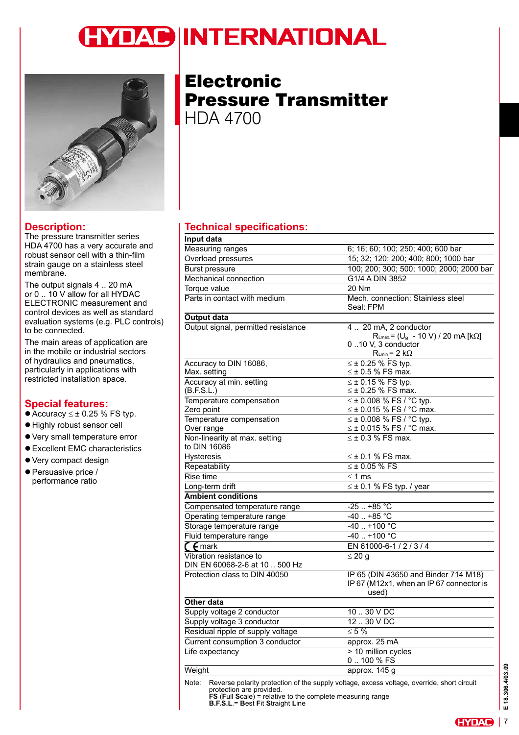# HYDAC INTERNATIONAL

# Electronic Pressure Transmitter
## HDA 4700

## Description:

The pressure transmitter series HDA 4700 has a very accurate and robust sensor cell with a thin-film strain gauge on a stainless steel membrane.

The output signals 4 .. 20 mA or 0 .. 10 V allow for all HYDAC ELECTRONIC measurement and control devices as well as standard evaluation systems (e.g. PLC controls) to be connected.

The main areas of application are in the mobile or industrial sectors of hydraulics and pneumatics, particularly in applications with restricted installation space.

## Special features:

- Accuracy ≤ ± 0.25 % FS typ.
- Highly robust sensor cell
- Very small temperature error
- Excellent EMC characteristics
- Very compact design
- Persuasive price / performance ratio

## Technical specifications:

| **Input data** | |
|---|---|
| Measuring ranges | 6; 16; 60; 100; 250; 400; 600 bar |
| Overload pressures | 15; 32; 120; 200; 400; 800; 1000 bar |
| Burst pressure | 100; 200; 300; 500; 1000; 2000; 2000 bar |
| Mechanical connection | G1/4 A DIN 3852 |
| Torque value | 20 Nm |
| Parts in contact with medium | Mech. connection: Stainless steel<br>Seal: FPM |
| **Output data** | |
| Output signal, permitted resistance | 4 .. 20 mA, 2 conductor<br>$R_{Lmax.} = (U_B - 10\text{ V}) / 20\text{ mA}$ [kΩ]<br>0 ..10 V, 3 conductor<br>$R_{Lmin} = 2$ kΩ |
| Accuracy to DIN 16086,<br>Max. setting | ≤ ± 0.25 % FS typ.<br>≤ ± 0.5 % FS max. |
| Accuracy at min. setting<br>(B.F.S.L.) | ≤ ± 0.15 % FS typ.<br>≤ ± 0.25 % FS max. |
| Temperature compensation<br>Zero point | ≤ ± 0.008 % FS / °C typ.<br>≤ ± 0.015 % FS / °C max. |
| Temperature compensation<br>Over range | ≤ ± 0.008 % FS / °C typ.<br>≤ ± 0.015 % FS / °C max. |
| Non-linearity at max. setting<br>to DIN 16086 | ≤ ± 0.3 % FS max. |
| Hysteresis | ≤ ± 0.1 % FS max. |
| Repeatability | ≤ ± 0.05 % FS |
| Rise time | ≤ 1 ms |
| Long-term drift | ≤ ± 0.1 % FS typ. / year |
| **Ambient conditions** | |
| Compensated temperature range | -25 .. +85 °C |
| Operating temperature range | -40 .. +85 °C |
| Storage temperature range | -40 .. +100 °C |
| Fluid temperature range | -40 .. +100 °C |
| CE mark | EN 61000-6-1 / 2 / 3 / 4 |
| Vibration resistance to<br>DIN EN 60068-2-6 at 10 .. 500 Hz | ≤ 20 g |
| Protection class to DIN 40050 | IP 65 (DIN 43650 and Binder 714 M18)<br>IP 67 (M12x1, when an IP 67 connector is used) |
| **Other data** | |
| Supply voltage 2 conductor | 10 .. 30 V DC |
| Supply voltage 3 conductor | 12 .. 30 V DC |
| Residual ripple of supply voltage | ≤ 5 % |
| Current consumption 3 conductor | approx. 25 mA |
| Life expectancy | > 10 million cycles<br>0 .. 100 % FS |
| Weight | approx. 145 g |

Note: Reverse polarity protection of the supply voltage, excess voltage, override, short circuit protection are provided.
**FS** (**F**ull **S**cale) = relative to the complete measuring range
**B.F.S.L.** = **B**est **F**it **S**traight **L**ine

E 18.306.4/03.09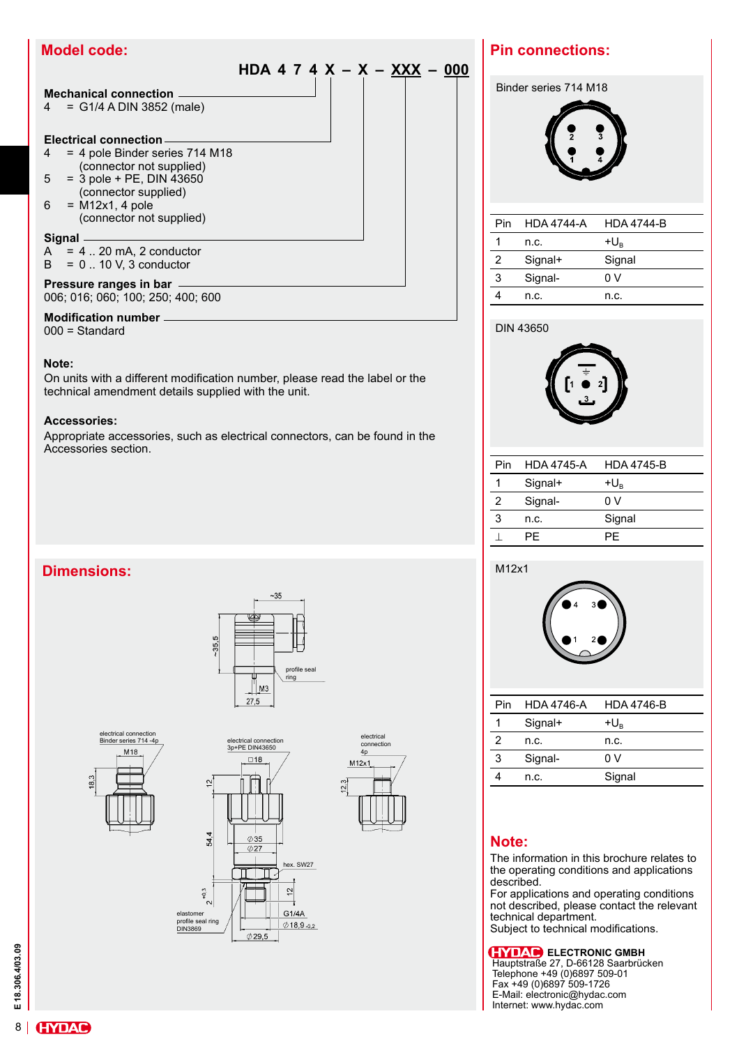## Model code:

**HDA 4 7 4 X – X – XXX – 000**

**Mechanical connection**
4 = G1/4 A DIN 3852 (male)

**Electrical connection**
4 = 4 pole Binder series 714 M18 (connector not supplied)
5 = 3 pole + PE, DIN 43650 (connector supplied)
6 = M12x1, 4 pole (connector not supplied)

**Signal**
A = 4 .. 20 mA, 2 conductor
B = 0 .. 10 V, 3 conductor

**Pressure ranges in bar**
006; 016; 060; 100; 250; 400; 600

**Modification number**
000 = Standard

**Note:**
On units with a different modification number, please read the label or the technical amendment details supplied with the unit.

**Accessories:**
Appropriate accessories, such as electrical connectors, can be found in the Accessories section.

## Dimensions:

~35
~35,5
profile seal ring
M3
27,5

electrical connection Binder series 714 -4p
M18
18,3

electrical connection 3p+PE DIN43650
□18
12
54,4
⌀35
⌀27
hex. SW27
2 +0,3
12
elastomer profile seal ring DIN3869
G1/4A
⌀18,9 -0,2
⌀29,5

electrical connection 4p
M12x1
12,3

## Pin connections:

Binder series 714 M18

| Pin | HDA 4744-A | HDA 4744-B |
|---|---|---|
| 1 | n.c. | $+U_B$ |
| 2 | Signal+ | Signal |
| 3 | Signal- | 0 V |
| 4 | n.c. | n.c. |

DIN 43650

| Pin | HDA 4745-A | HDA 4745-B |
|---|---|---|
| 1 | Signal+ | $+U_B$ |
| 2 | Signal- | 0 V |
| 3 | n.c. | Signal |
| ⊥ | PE | PE |

M12x1

| Pin | HDA 4746-A | HDA 4746-B |
|---|---|---|
| 1 | Signal+ | $+U_B$ |
| 2 | n.c. | n.c. |
| 3 | Signal- | 0 V |
| 4 | n.c. | Signal |

## Note:

The information in this brochure relates to the operating conditions and applications described.
For applications and operating conditions not described, please contact the relevant technical department.
Subject to technical modifications.

**HYDAC ELECTRONIC GMBH**
Hauptstraße 27, D-66128 Saarbrücken
Telephone +49 (0)6897 509-01
Fax +49 (0)6897 509-1726
E-Mail: electronic@hydac.com
Internet: www.hydac.com

E 18.306.4/03.09